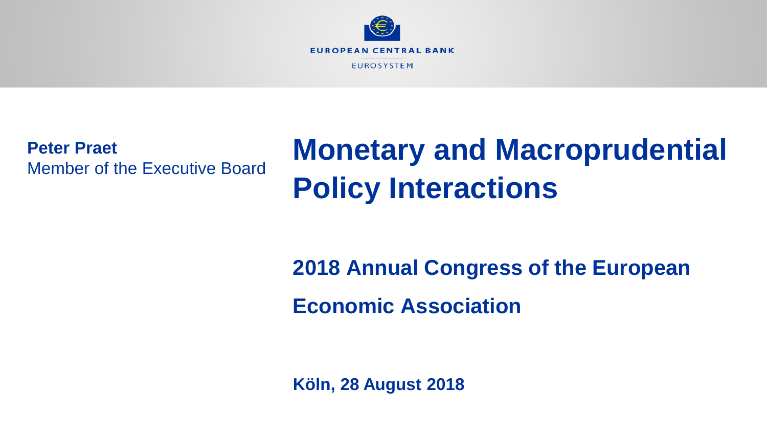EUROPEAN CENTRAL BANK

EUROSYSTEM

**Peter Praet**
Member of the Executive Board

# Monetary and Macroprudential Policy Interactions

**2018 Annual Congress of the European Economic Association**

**Köln, 28 August 2018**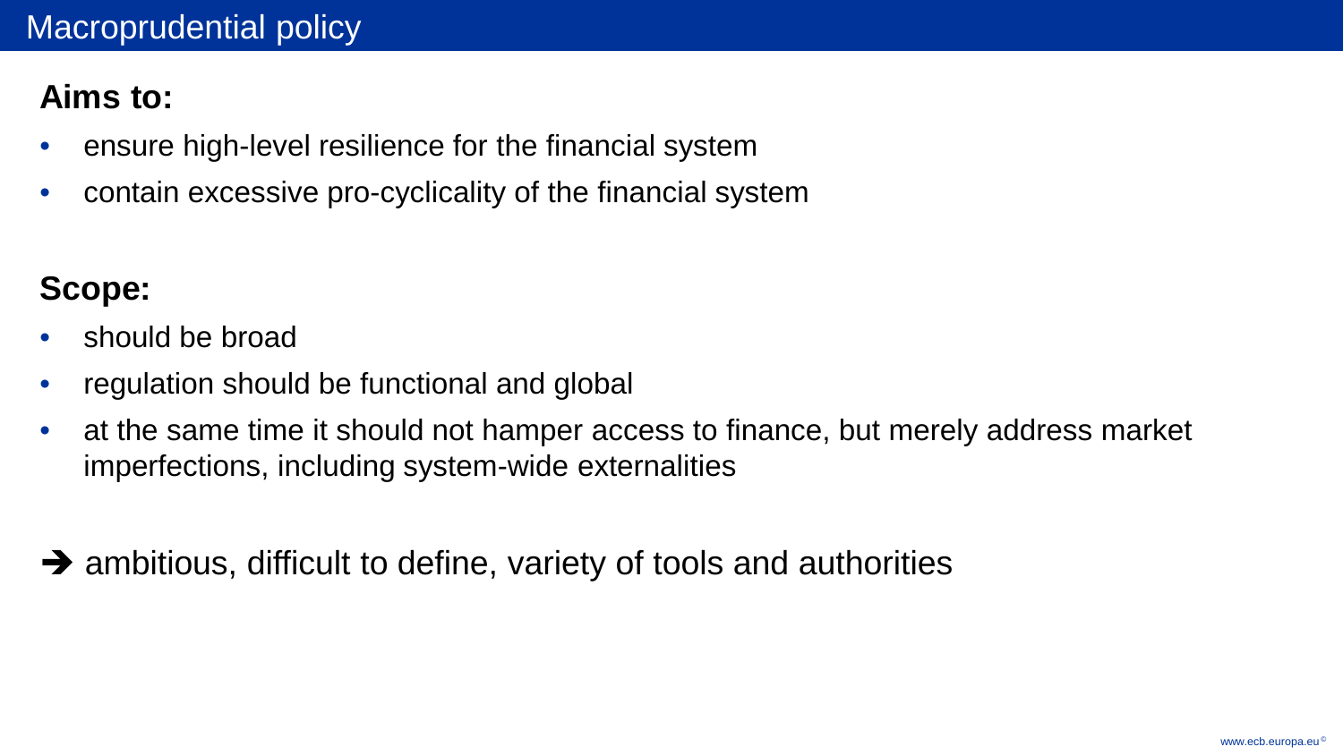# Macroprudential policy

**Aims to:**

- ensure high-level resilience for the financial system
- contain excessive pro-cyclicality of the financial system

**Scope:**

- should be broad
- regulation should be functional and global
- at the same time it should not hamper access to finance, but merely address market imperfections, including system-wide externalities

➔ ambitious, difficult to define, variety of tools and authorities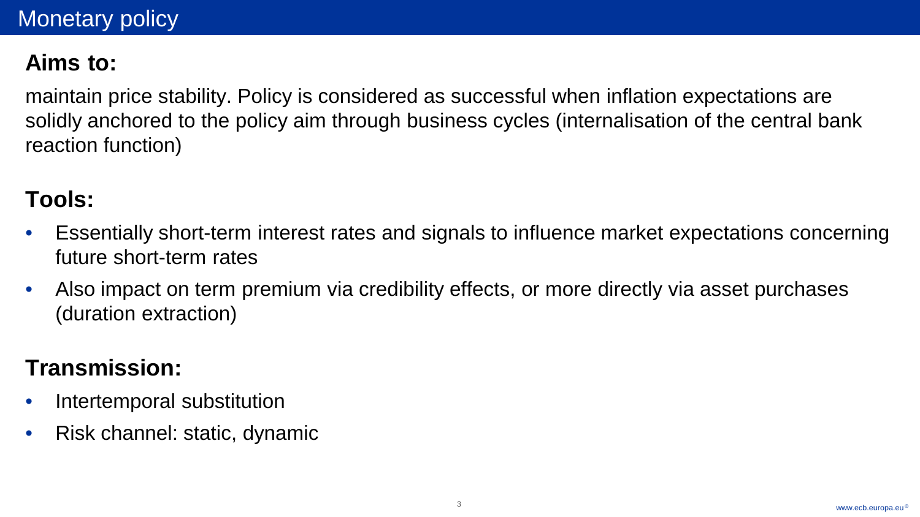# Monetary policy

## Aims to:

maintain price stability. Policy is considered as successful when inflation expectations are solidly anchored to the policy aim through business cycles (internalisation of the central bank reaction function)

## Tools:

- Essentially short-term interest rates and signals to influence market expectations concerning future short-term rates
- Also impact on term premium via credibility effects, or more directly via asset purchases (duration extraction)

## Transmission:

- Intertemporal substitution
- Risk channel: static, dynamic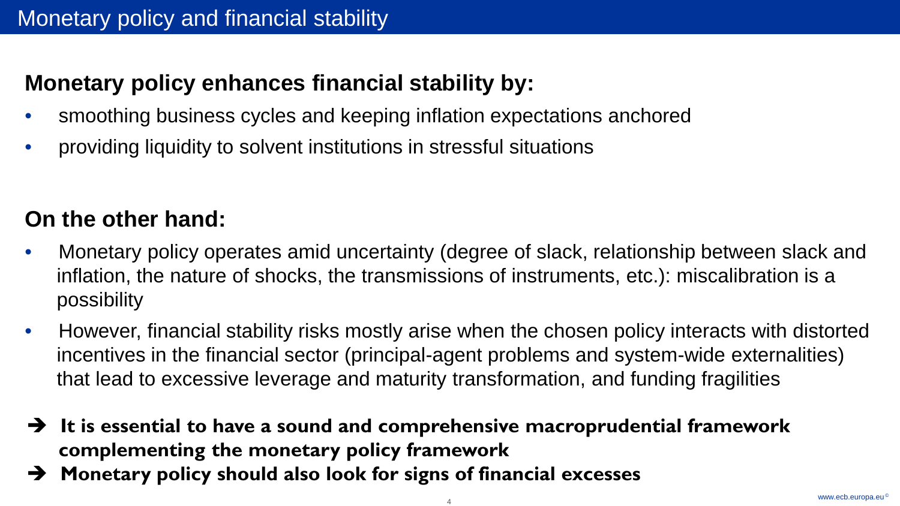# Monetary policy and financial stability

## Monetary policy enhances financial stability by:

- smoothing business cycles and keeping inflation expectations anchored
- providing liquidity to solvent institutions in stressful situations

## On the other hand:

- Monetary policy operates amid uncertainty (degree of slack, relationship between slack and inflation, the nature of shocks, the transmissions of instruments, etc.): miscalibration is a possibility
- However, financial stability risks mostly arise when the chosen policy interacts with distorted incentives in the financial sector (principal-agent problems and system-wide externalities) that lead to excessive leverage and maturity transformation, and funding fragilities

➔ **It is essential to have a sound and comprehensive macroprudential framework complementing the monetary policy framework**

➔ **Monetary policy should also look for signs of financial excesses**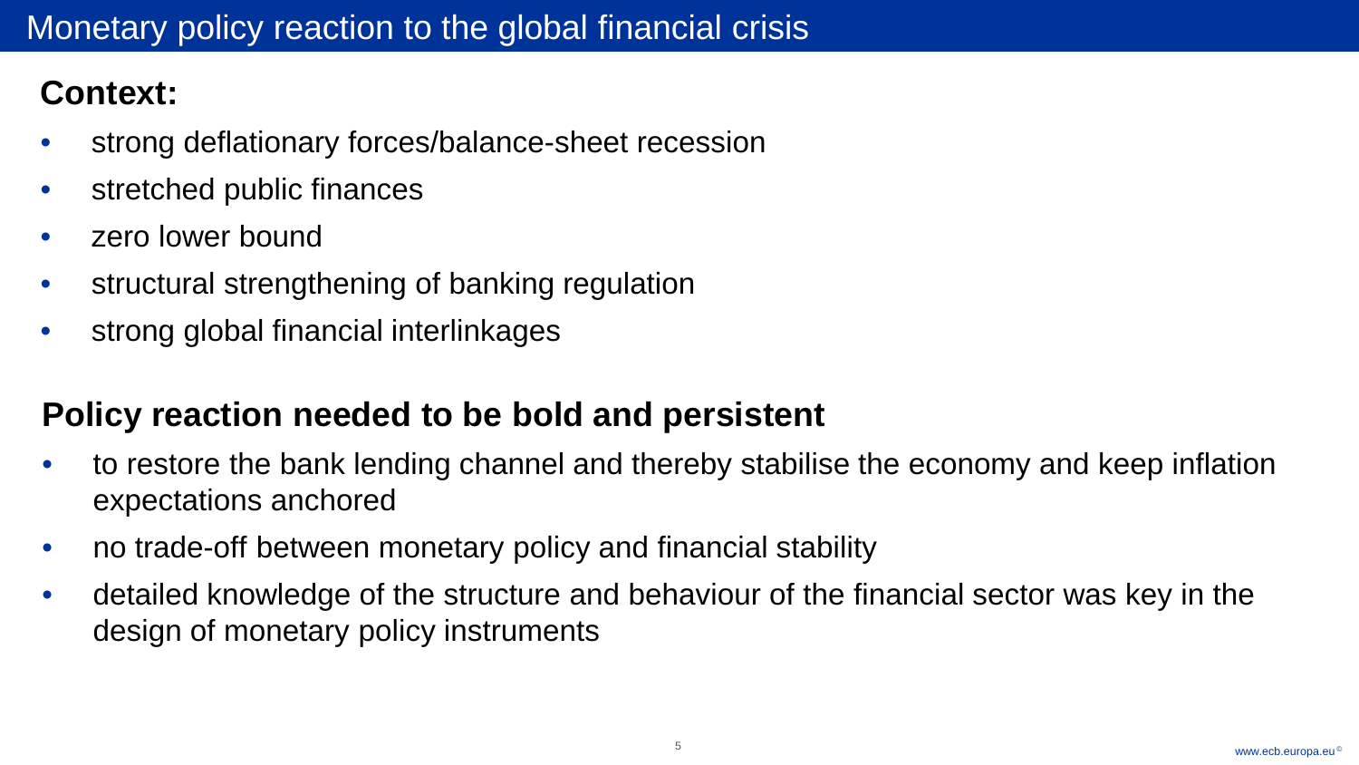# Monetary policy reaction to the global financial crisis

## Context:

- strong deflationary forces/balance-sheet recession
- stretched public finances
- zero lower bound
- structural strengthening of banking regulation
- strong global financial interlinkages

## Policy reaction needed to be bold and persistent

- to restore the bank lending channel and thereby stabilise the economy and keep inflation expectations anchored
- no trade-off between monetary policy and financial stability
- detailed knowledge of the structure and behaviour of the financial sector was key in the design of monetary policy instruments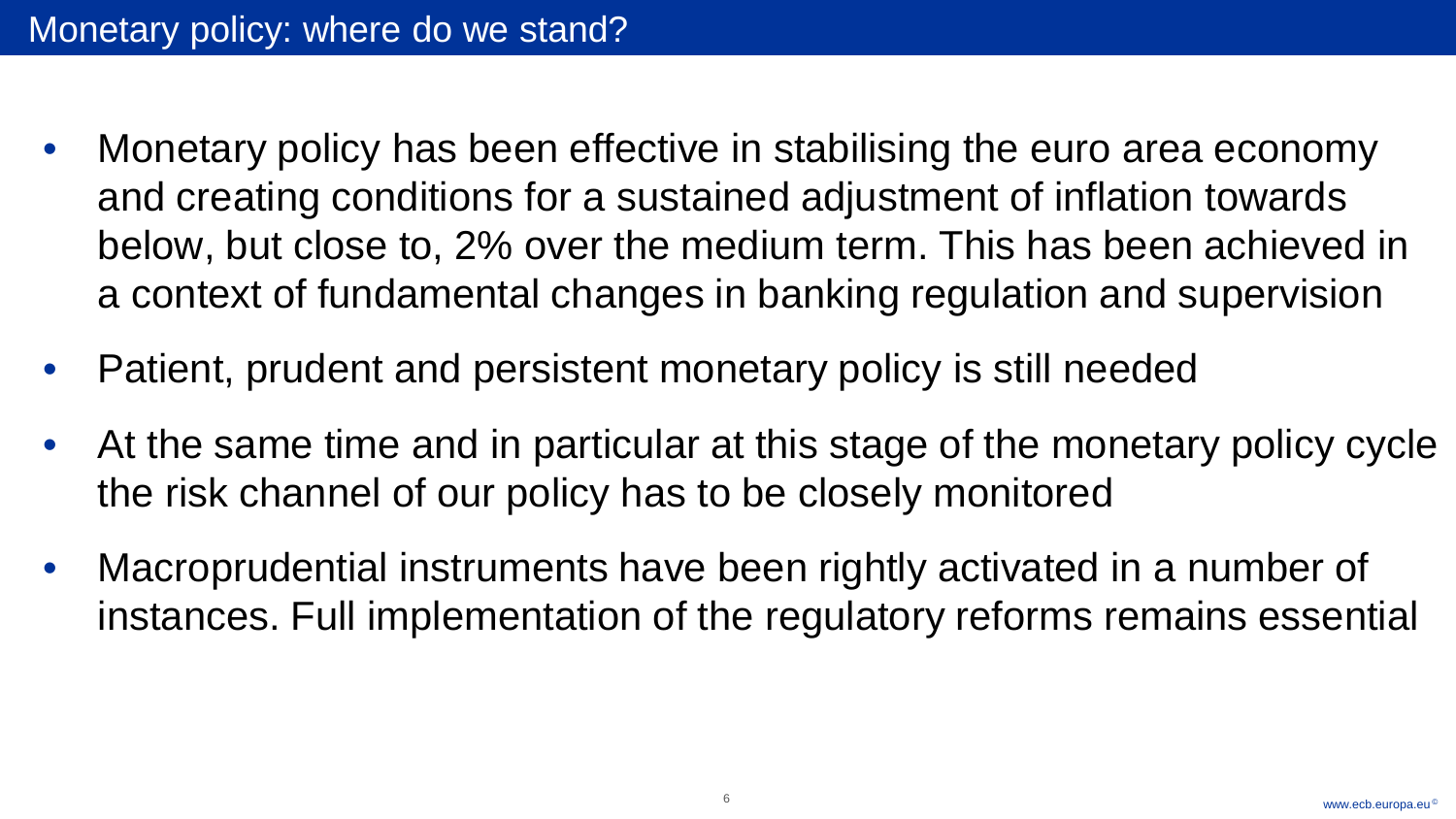# Monetary policy: where do we stand?

- Monetary policy has been effective in stabilising the euro area economy and creating conditions for a sustained adjustment of inflation towards below, but close to, 2% over the medium term. This has been achieved in a context of fundamental changes in banking regulation and supervision
- Patient, prudent and persistent monetary policy is still needed
- At the same time and in particular at this stage of the monetary policy cycle the risk channel of our policy has to be closely monitored
- Macroprudential instruments have been rightly activated in a number of instances. Full implementation of the regulatory reforms remains essential